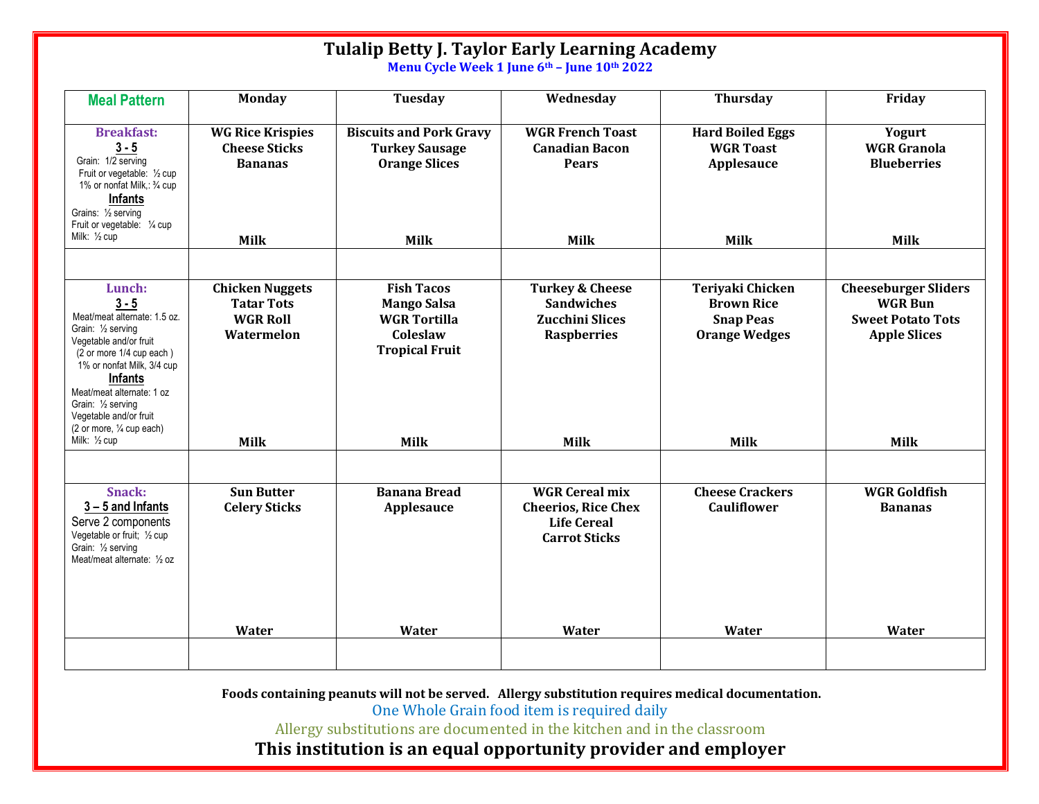# Tulalip Betty J. Taylor Early Learning Academy

**Menu Cycle Week 1 June 6th – June 10th 2022**

| Meal Pattern | Monday | Tuesday | Wednesday | Thursday | Friday |
|---|---|---|---|---|---|
| **Breakfast:**<br>**3 - 5**<br>Grain: 1/2 serving<br>Fruit or vegetable: ½ cup<br>1% or nonfat Milk,: ¾ cup<br>**Infants**<br>Grains: ½ serving<br>Fruit or vegetable: ¼ cup<br>Milk: ½ cup | **WG Rice Krispies**<br>**Cheese Sticks**<br>**Bananas**<br><br>**Milk** | **Biscuits and Pork Gravy**<br>**Turkey Sausage**<br>**Orange Slices**<br><br>**Milk** | **WGR French Toast**<br>**Canadian Bacon**<br>**Pears**<br><br>**Milk** | **Hard Boiled Eggs**<br>**WGR Toast**<br>**Applesauce**<br><br>**Milk** | **Yogurt**<br>**WGR Granola**<br>**Blueberries**<br><br>**Milk** |
| | | | | | |
| **Lunch:**<br>**3 - 5**<br>Meat/meat alternate: 1.5 oz.<br>Grain: ½ serving<br>Vegetable and/or fruit<br>(2 or more 1/4 cup each )<br>1% or nonfat Milk, 3/4 cup<br>**Infants**<br>Meat/meat alternate: 1 oz<br>Grain: ½ serving<br>Vegetable and/or fruit<br>(2 or more, ¼ cup each)<br>Milk: ½ cup | **Chicken Nuggets**<br>**Tatar Tots**<br>**WGR Roll**<br>**Watermelon**<br><br>**Milk** | **Fish Tacos**<br>**Mango Salsa**<br>**WGR Tortilla**<br>**Coleslaw**<br>**Tropical Fruit**<br><br>**Milk** | **Turkey & Cheese Sandwiches**<br>**Zucchini Slices**<br>**Raspberries**<br><br>**Milk** | **Teriyaki Chicken**<br>**Brown Rice**<br>**Snap Peas**<br>**Orange Wedges**<br><br>**Milk** | **Cheeseburger Sliders**<br>**WGR Bun**<br>**Sweet Potato Tots**<br>**Apple Slices**<br><br>**Milk** |
| | | | | | |
| **Snack:**<br>**3 – 5 and Infants**<br>Serve 2 components<br>Vegetable or fruit; ½ cup<br>Grain: ½ serving<br>Meat/meat alternate: ½ oz | **Sun Butter**<br>**Celery Sticks**<br><br>**Water** | **Banana Bread**<br>**Applesauce**<br><br>**Water** | **WGR Cereal mix**<br>**Cheerios, Rice Chex**<br>**Life Cereal**<br>**Carrot Sticks**<br><br>**Water** | **Cheese Crackers**<br>**Cauliflower**<br><br>**Water** | **WGR Goldfish**<br>**Bananas**<br><br>**Water** |
| | | | | | |

**Foods containing peanuts will not be served. Allergy substitution requires medical documentation.**

One Whole Grain food item is required daily

Allergy substitutions are documented in the kitchen and in the classroom

**This institution is an equal opportunity provider and employer**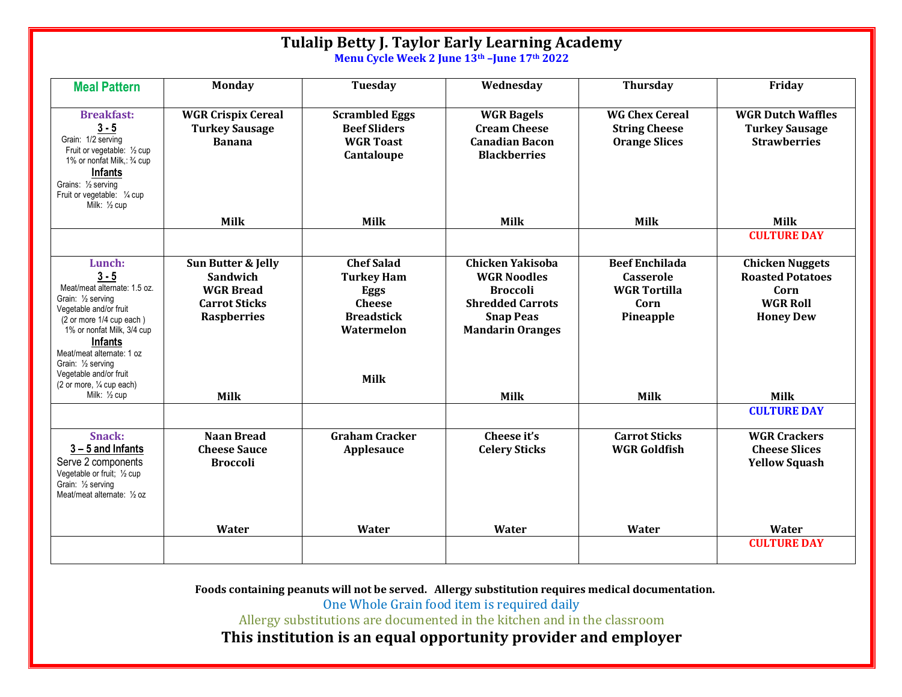# Tulalip Betty J. Taylor Early Learning Academy

**Menu Cycle Week 2 June 13th –June 17th 2022**

| Meal Pattern | Monday | Tuesday | Wednesday | Thursday | Friday |
|---|---|---|---|---|---|
| **Breakfast:**<br>**3 - 5**<br>Grain: 1/2 serving<br>Fruit or vegetable: ½ cup<br>1% or nonfat Milk,: ¾ cup<br>**Infants**<br>Grains: ½ serving<br>Fruit or vegetable: ¼ cup<br>Milk: ½ cup | **WGR Crispix Cereal**<br>**Turkey Sausage**<br>**Banana**<br><br>**Milk** | **Scrambled Eggs**<br>**Beef Sliders**<br>**WGR Toast**<br>**Cantaloupe**<br><br>**Milk** | **WGR Bagels**<br>**Cream Cheese**<br>**Canadian Bacon**<br>**Blackberries**<br><br>**Milk** | **WG Chex Cereal**<br>**String Cheese**<br>**Orange Slices**<br><br>**Milk** | **WGR Dutch Waffles**<br>**Turkey Sausage**<br>**Strawberries**<br><br>**Milk** |
| | | | | | **CULTURE DAY** |
| **Lunch:**<br>**3 - 5**<br>Meat/meat alternate: 1.5 oz.<br>Grain: ½ serving<br>Vegetable and/or fruit<br>(2 or more 1/4 cup each )<br>1% or nonfat Milk, 3/4 cup<br>**Infants**<br>Meat/meat alternate: 1 oz<br>Grain: ½ serving<br>Vegetable and/or fruit<br>(2 or more, ¼ cup each)<br>Milk: ½ cup | **Sun Butter & Jelly Sandwich**<br>**WGR Bread**<br>**Carrot Sticks**<br>**Raspberries**<br><br>**Milk** | **Chef Salad**<br>**Turkey Ham**<br>**Eggs**<br>**Cheese**<br>**Breadstick**<br>**Watermelon**<br><br>**Milk** | **Chicken Yakisoba**<br>**WGR Noodles**<br>**Broccoli**<br>**Shredded Carrots**<br>**Snap Peas**<br>**Mandarin Oranges**<br><br>**Milk** | **Beef Enchilada Casserole**<br>**WGR Tortilla**<br>**Corn**<br>**Pineapple**<br><br>**Milk** | **Chicken Nuggets**<br>**Roasted Potatoes**<br>**Corn**<br>**WGR Roll**<br>**Honey Dew**<br><br>**Milk** |
| | | | | | **CULTURE DAY** |
| **Snack:**<br>**3 – 5 and Infants**<br>Serve 2 components<br>Vegetable or fruit; ½ cup<br>Grain: ½ serving<br>Meat/meat alternate: ½ oz | **Naan Bread**<br>**Cheese Sauce**<br>**Broccoli**<br><br>**Water** | **Graham Cracker**<br>**Applesauce**<br><br>**Water** | **Cheese it's**<br>**Celery Sticks**<br><br>**Water** | **Carrot Sticks**<br>**WGR Goldfish**<br><br>**Water** | **WGR Crackers**<br>**Cheese Slices**<br>**Yellow Squash**<br><br>**Water** |
| | | | | | **CULTURE DAY** |

**Foods containing peanuts will not be served. Allergy substitution requires medical documentation.**

One Whole Grain food item is required daily

Allergy substitutions are documented in the kitchen and in the classroom

**This institution is an equal opportunity provider and employer**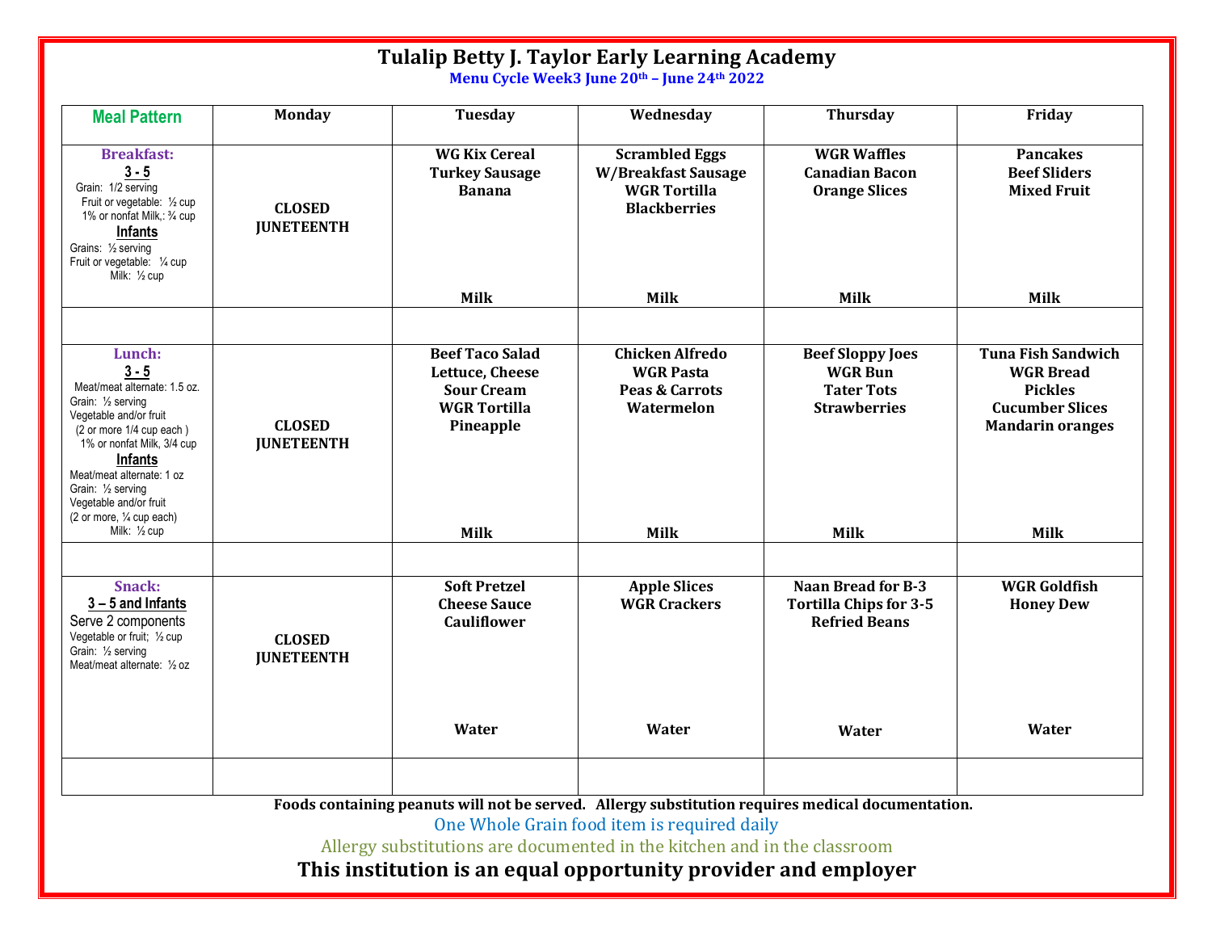# Tulalip Betty J. Taylor Early Learning Academy

**Menu Cycle Week3 June 20th – June 24th 2022**

| Meal Pattern | Monday | Tuesday | Wednesday | Thursday | Friday |
|---|---|---|---|---|---|
| **Breakfast:** **3 - 5** Grain: 1/2 serving Fruit or vegetable: ½ cup 1% or nonfat Milk,: ¾ cup **Infants** Grains: ½ serving Fruit or vegetable: ¼ cup Milk: ½ cup | **CLOSED JUNETEENTH** | **WG Kix Cereal** **Turkey Sausage** **Banana** **Milk** | **Scrambled Eggs** **W/Breakfast Sausage** **WGR Tortilla** **Blackberries** **Milk** | **WGR Waffles** **Canadian Bacon** **Orange Slices** **Milk** | **Pancakes** **Beef Sliders** **Mixed Fruit** **Milk** |
| | | | | | |
| **Lunch:** **3 - 5** Meat/meat alternate: 1.5 oz. Grain: ½ serving Vegetable and/or fruit (2 or more 1/4 cup each ) 1% or nonfat Milk, 3/4 cup **Infants** Meat/meat alternate: 1 oz Grain: ½ serving Vegetable and/or fruit (2 or more, ¼ cup each) Milk: ½ cup | **CLOSED JUNETEENTH** | **Beef Taco Salad** **Lettuce, Cheese** **Sour Cream** **WGR Tortilla** **Pineapple** **Milk** | **Chicken Alfredo** **WGR Pasta** **Peas & Carrots** **Watermelon** **Milk** | **Beef Sloppy Joes** **WGR Bun** **Tater Tots** **Strawberries** **Milk** | **Tuna Fish Sandwich** **WGR Bread** **Pickles** **Cucumber Slices** **Mandarin oranges** **Milk** |
| | | | | | |
| **Snack:** **3 – 5 and Infants** Serve 2 components Vegetable or fruit; ½ cup Grain: ½ serving Meat/meat alternate: ½ oz | **CLOSED JUNETEENTH** | **Soft Pretzel** **Cheese Sauce** **Cauliflower** **Water** | **Apple Slices** **WGR Crackers** **Water** | **Naan Bread for B-3** **Tortilla Chips for 3-5** **Refried Beans** **Water** | **WGR Goldfish** **Honey Dew** **Water** |
| | | | | | |

**Foods containing peanuts will not be served. Allergy substitution requires medical documentation.**

One Whole Grain food item is required daily

Allergy substitutions are documented in the kitchen and in the classroom

**This institution is an equal opportunity provider and employer**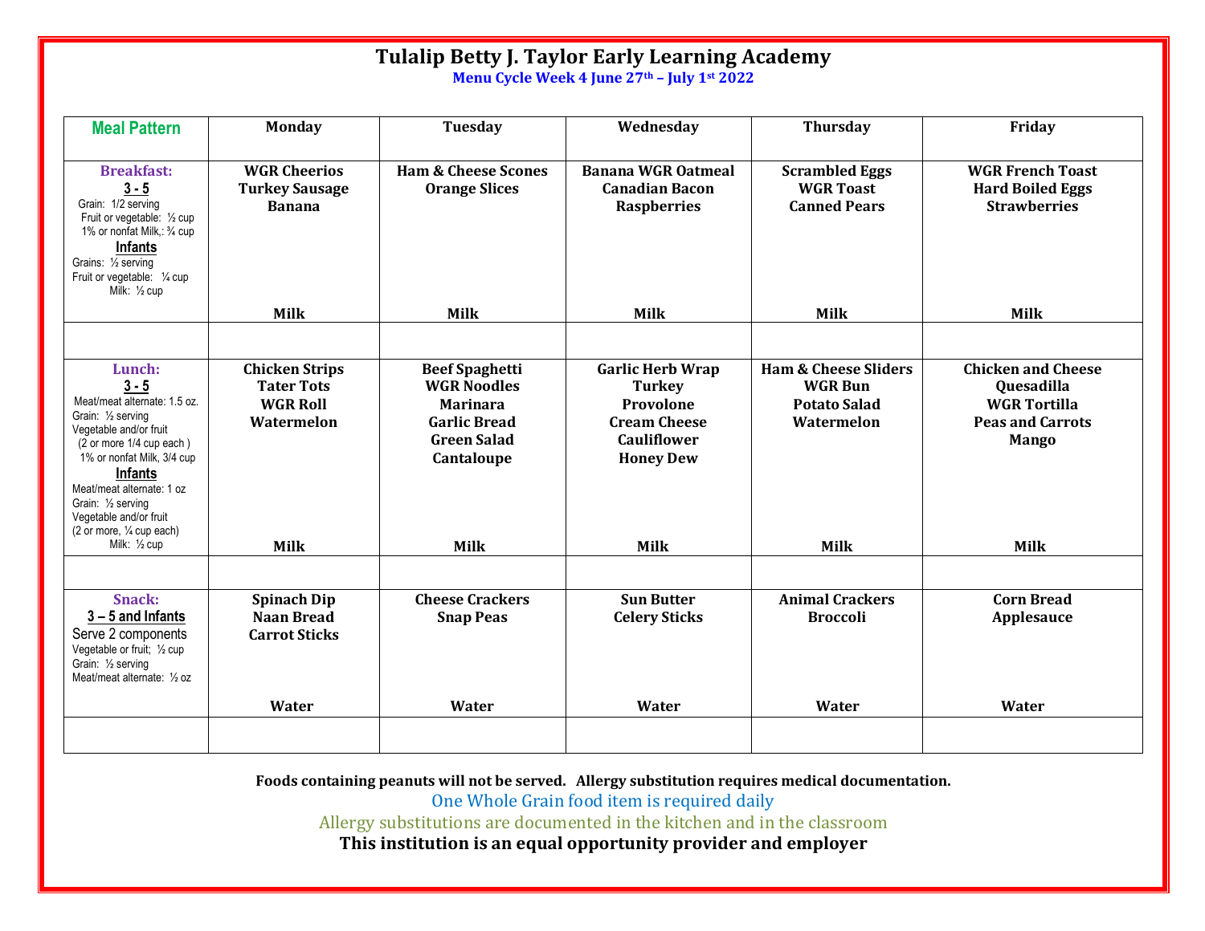# Tulalip Betty J. Taylor Early Learning Academy

**Menu Cycle Week 4 June 27th – July 1st 2022**

| Meal Pattern | Monday | Tuesday | Wednesday | Thursday | Friday |
|---|---|---|---|---|---|
| **Breakfast:**<br>**3 - 5**<br>Grain: 1/2 serving<br>Fruit or vegetable: ½ cup<br>1% or nonfat Milk,: ¾ cup<br>**Infants**<br>Grains: ½ serving<br>Fruit or vegetable: ¼ cup<br>Milk: ½ cup | **WGR Cheerios**<br>**Turkey Sausage**<br>**Banana**<br><br>**Milk** | **Ham & Cheese Scones**<br>**Orange Slices**<br><br>**Milk** | **Banana WGR Oatmeal**<br>**Canadian Bacon**<br>**Raspberries**<br><br>**Milk** | **Scrambled Eggs**<br>**WGR Toast**<br>**Canned Pears**<br><br>**Milk** | **WGR French Toast**<br>**Hard Boiled Eggs**<br>**Strawberries**<br><br>**Milk** |
| | | | | | |
| **Lunch:**<br>**3 - 5**<br>Meat/meat alternate: 1.5 oz.<br>Grain: ½ serving<br>Vegetable and/or fruit<br>(2 or more 1/4 cup each )<br>1% or nonfat Milk, 3/4 cup<br>**Infants**<br>Meat/meat alternate: 1 oz<br>Grain: ½ serving<br>Vegetable and/or fruit<br>(2 or more, ¼ cup each)<br>Milk: ½ cup | **Chicken Strips**<br>**Tater Tots**<br>**WGR Roll**<br>**Watermelon**<br><br>**Milk** | **Beef Spaghetti**<br>**WGR Noodles**<br>**Marinara**<br>**Garlic Bread**<br>**Green Salad**<br>**Cantaloupe**<br><br>**Milk** | **Garlic Herb Wrap**<br>**Turkey**<br>**Provolone**<br>**Cream Cheese**<br>**Cauliflower**<br>**Honey Dew**<br><br>**Milk** | **Ham & Cheese Sliders**<br>**WGR Bun**<br>**Potato Salad**<br>**Watermelon**<br><br>**Milk** | **Chicken and Cheese Quesadilla**<br>**WGR Tortilla**<br>**Peas and Carrots**<br>**Mango**<br><br>**Milk** |
| | | | | | |
| **Snack:**<br>**3 – 5 and Infants**<br>Serve 2 components<br>Vegetable or fruit; ½ cup<br>Grain: ½ serving<br>Meat/meat alternate: ½ oz | **Spinach Dip**<br>**Naan Bread**<br>**Carrot Sticks**<br><br>**Water** | **Cheese Crackers**<br>**Snap Peas**<br><br>**Water** | **Sun Butter**<br>**Celery Sticks**<br><br>**Water** | **Animal Crackers**<br>**Broccoli**<br><br>**Water** | **Corn Bread**<br>**Applesauce**<br><br>**Water** |
| | | | | | |

**Foods containing peanuts will not be served. Allergy substitution requires medical documentation.**

One Whole Grain food item is required daily

Allergy substitutions are documented in the kitchen and in the classroom

**This institution is an equal opportunity provider and employer**